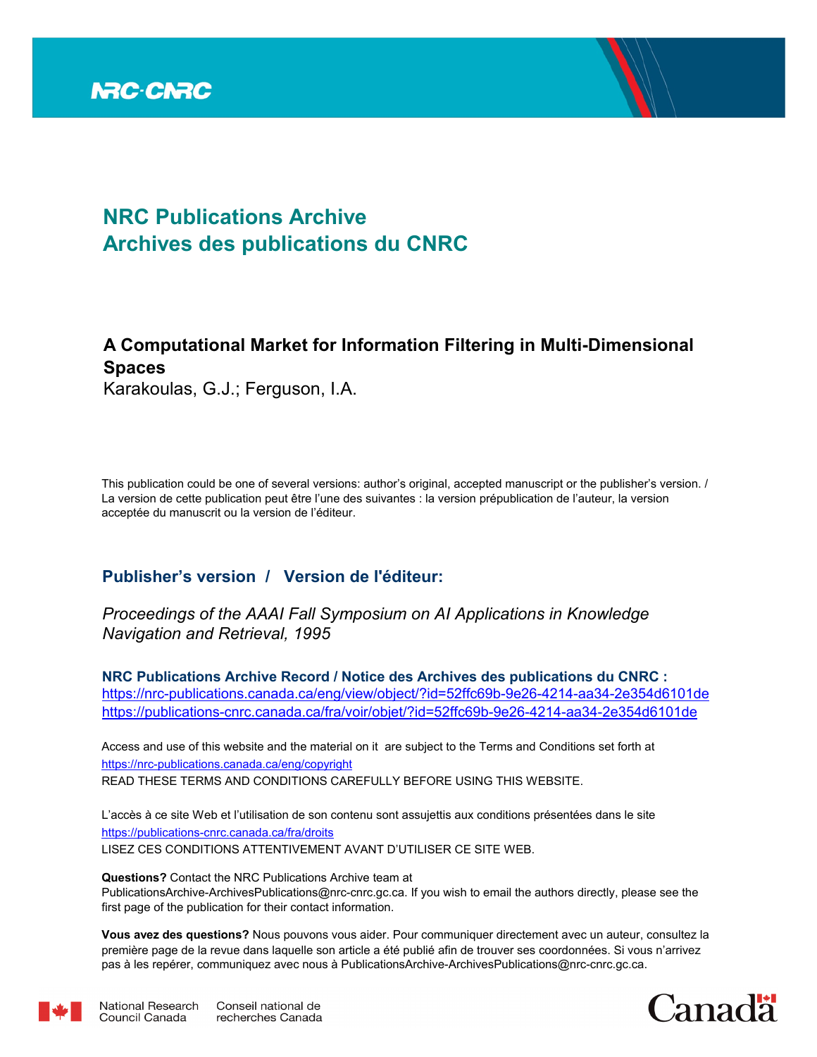NRC·CNRC

# NRC Publications Archive
# Archives des publications du CNRC

## A Computational Market for Information Filtering in Multi-Dimensional Spaces

Karakoulas, G.J.; Ferguson, I.A.

This publication could be one of several versions: author's original, accepted manuscript or the publisher's version. / La version de cette publication peut être l'une des suivantes : la version prépublication de l'auteur, la version acceptée du manuscrit ou la version de l'éditeur.

## Publisher's version / Version de l'éditeur:

*Proceedings of the AAAI Fall Symposium on AI Applications in Knowledge Navigation and Retrieval, 1995*

**NRC Publications Archive Record / Notice des Archives des publications du CNRC :**
https://nrc-publications.canada.ca/eng/view/object/?id=52ffc69b-9e26-4214-aa34-2e354d6101de
https://publications-cnrc.canada.ca/fra/voir/objet/?id=52ffc69b-9e26-4214-aa34-2e354d6101de

Access and use of this website and the material on it are subject to the Terms and Conditions set forth at
https://nrc-publications.canada.ca/eng/copyright
READ THESE TERMS AND CONDITIONS CAREFULLY BEFORE USING THIS WEBSITE.

L'accès à ce site Web et l'utilisation de son contenu sont assujettis aux conditions présentées dans le site
https://publications-cnrc.canada.ca/fra/droits
LISEZ CES CONDITIONS ATTENTIVEMENT AVANT D'UTILISER CE SITE WEB.

**Questions?** Contact the NRC Publications Archive team at
PublicationsArchive-ArchivesPublications@nrc-cnrc.gc.ca. If you wish to email the authors directly, please see the first page of the publication for their contact information.

**Vous avez des questions?** Nous pouvons vous aider. Pour communiquer directement avec un auteur, consultez la première page de la revue dans laquelle son article a été publié afin de trouver ses coordonnées. Si vous n'arrivez pas à les repérer, communiquez avec nous à PublicationsArchive-ArchivesPublications@nrc-cnrc.gc.ca.

National Research Council Canada | Conseil national de recherches Canada

Canada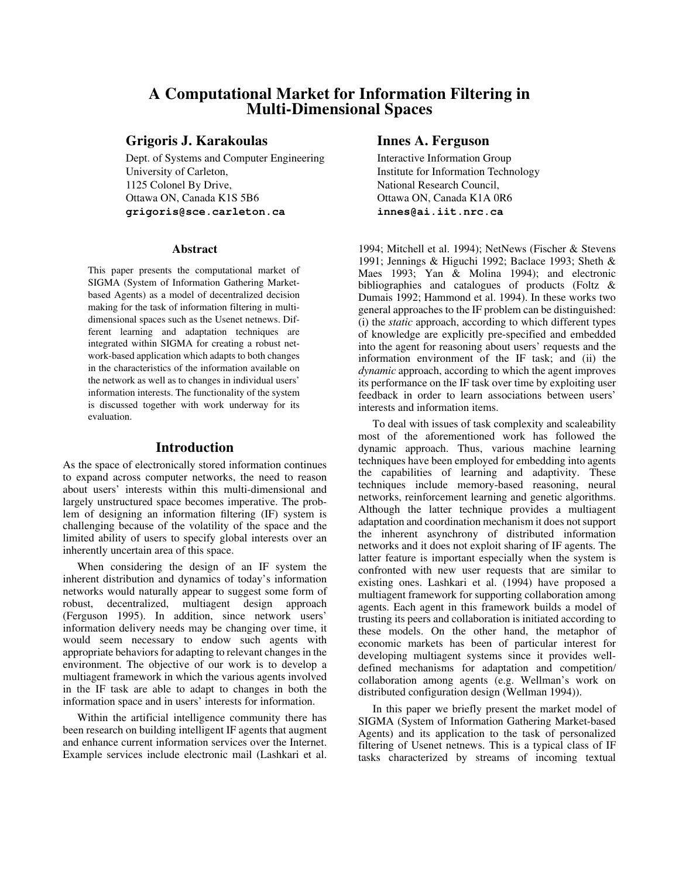# A Computational Market for Information Filtering in Multi-Dimensional Spaces

**Grigoris J. Karakoulas**
Dept. of Systems and Computer Engineering
University of Carleton,
1125 Colonel By Drive,
Ottawa ON, Canada K1S 5B6
**grigoris@sce.carleton.ca**

**Innes A. Ferguson**
Interactive Information Group
Institute for Information Technology
National Research Council,
Ottawa ON, Canada K1A 0R6
**innes@ai.iit.nrc.ca**

### Abstract

This paper presents the computational market of SIGMA (System of Information Gathering Market-based Agents) as a model of decentralized decision making for the task of information filtering in multi-dimensional spaces such as the Usenet netnews. Different learning and adaptation techniques are integrated within SIGMA for creating a robust network-based application which adapts to both changes in the characteristics of the information available on the network as well as to changes in individual users' information interests. The functionality of the system is discussed together with work underway for its evaluation.

## Introduction

As the space of electronically stored information continues to expand across computer networks, the need to reason about users' interests within this multi-dimensional and largely unstructured space becomes imperative. The problem of designing an information filtering (IF) system is challenging because of the volatility of the space and the limited ability of users to specify global interests over an inherently uncertain area of this space.

When considering the design of an IF system the inherent distribution and dynamics of today's information networks would naturally appear to suggest some form of robust, decentralized, multiagent design approach (Ferguson 1995). In addition, since network users' information delivery needs may be changing over time, it would seem necessary to endow such agents with appropriate behaviors for adapting to relevant changes in the environment. The objective of our work is to develop a multiagent framework in which the various agents involved in the IF task are able to adapt to changes in both the information space and in users' interests for information.

Within the artificial intelligence community there has been research on building intelligent IF agents that augment and enhance current information services over the Internet. Example services include electronic mail (Lashkari et al. 1994; Mitchell et al. 1994); NetNews (Fischer & Stevens 1991; Jennings & Higuchi 1992; Baclace 1993; Sheth & Maes 1993; Yan & Molina 1994); and electronic bibliographies and catalogues of products (Foltz & Dumais 1992; Hammond et al. 1994). In these works two general approaches to the IF problem can be distinguished: (i) the *static* approach, according to which different types of knowledge are explicitly pre-specified and embedded into the agent for reasoning about users' requests and the information environment of the IF task; and (ii) the *dynamic* approach, according to which the agent improves its performance on the IF task over time by exploiting user feedback in order to learn associations between users' interests and information items.

To deal with issues of task complexity and scaleability most of the aforementioned work has followed the dynamic approach. Thus, various machine learning techniques have been employed for embedding into agents the capabilities of learning and adaptivity. These techniques include memory-based reasoning, neural networks, reinforcement learning and genetic algorithms. Although the latter technique provides a multiagent adaptation and coordination mechanism it does not support the inherent asynchrony of distributed information networks and it does not exploit sharing of IF agents. The latter feature is important especially when the system is confronted with new user requests that are similar to existing ones. Lashkari et al. (1994) have proposed a multiagent framework for supporting collaboration among agents. Each agent in this framework builds a model of trusting its peers and collaboration is initiated according to these models. On the other hand, the metaphor of economic markets has been of particular interest for developing multiagent systems since it provides well-defined mechanisms for adaptation and competition/collaboration among agents (e.g. Wellman's work on distributed configuration design (Wellman 1994)).

In this paper we briefly present the market model of SIGMA (System of Information Gathering Market-based Agents) and its application to the task of personalized filtering of Usenet netnews. This is a typical class of IF tasks characterized by streams of incoming textual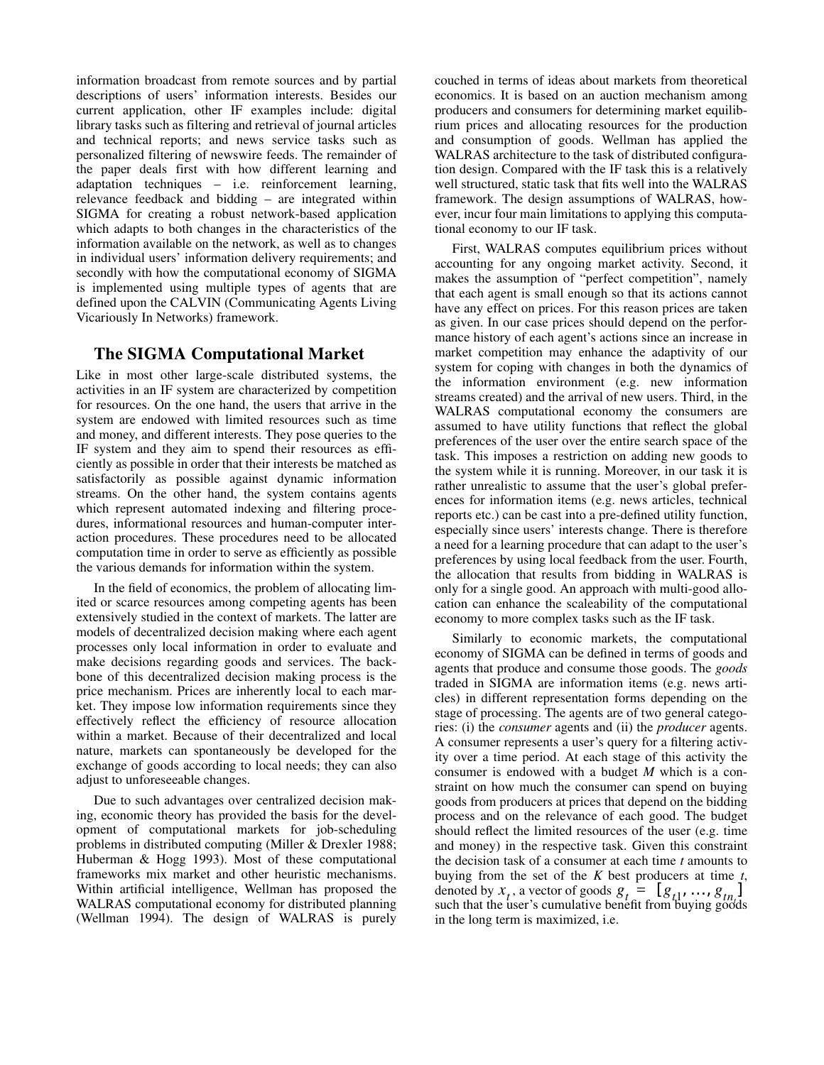information broadcast from remote sources and by partial descriptions of users' information interests. Besides our current application, other IF examples include: digital library tasks such as filtering and retrieval of journal articles and technical reports; and news service tasks such as personalized filtering of newswire feeds. The remainder of the paper deals first with how different learning and adaptation techniques – i.e. reinforcement learning, relevance feedback and bidding – are integrated within SIGMA for creating a robust network-based application which adapts to both changes in the characteristics of the information available on the network, as well as to changes in individual users' information delivery requirements; and secondly with how the computational economy of SIGMA is implemented using multiple types of agents that are defined upon the CALVIN (Communicating Agents Living Vicariously In Networks) framework.

## The SIGMA Computational Market

Like in most other large-scale distributed systems, the activities in an IF system are characterized by competition for resources. On the one hand, the users that arrive in the system are endowed with limited resources such as time and money, and different interests. They pose queries to the IF system and they aim to spend their resources as efficiently as possible in order that their interests be matched as satisfactorily as possible against dynamic information streams. On the other hand, the system contains agents which represent automated indexing and filtering procedures, informational resources and human-computer interaction procedures. These procedures need to be allocated computation time in order to serve as efficiently as possible the various demands for information within the system.

In the field of economics, the problem of allocating limited or scarce resources among competing agents has been extensively studied in the context of markets. The latter are models of decentralized decision making where each agent processes only local information in order to evaluate and make decisions regarding goods and services. The backbone of this decentralized decision making process is the price mechanism. Prices are inherently local to each market. They impose low information requirements since they effectively reflect the efficiency of resource allocation within a market. Because of their decentralized and local nature, markets can spontaneously be developed for the exchange of goods according to local needs; they can also adjust to unforeseeable changes.

Due to such advantages over centralized decision making, economic theory has provided the basis for the development of computational markets for job-scheduling problems in distributed computing (Miller & Drexler 1988; Huberman & Hogg 1993). Most of these computational frameworks mix market and other heuristic mechanisms. Within artificial intelligence, Wellman has proposed the WALRAS computational economy for distributed planning (Wellman 1994). The design of WALRAS is purely couched in terms of ideas about markets from theoretical economics. It is based on an auction mechanism among producers and consumers for determining market equilibrium prices and allocating resources for the production and consumption of goods. Wellman has applied the WALRAS architecture to the task of distributed configuration design. Compared with the IF task this is a relatively well structured, static task that fits well into the WALRAS framework. The design assumptions of WALRAS, however, incur four main limitations to applying this computational economy to our IF task.

First, WALRAS computes equilibrium prices without accounting for any ongoing market activity. Second, it makes the assumption of "perfect competition", namely that each agent is small enough so that its actions cannot have any effect on prices. For this reason prices are taken as given. In our case prices should depend on the performance history of each agent's actions since an increase in market competition may enhance the adaptivity of our system for coping with changes in both the dynamics of the information environment (e.g. new information streams created) and the arrival of new users. Third, in the WALRAS computational economy the consumers are assumed to have utility functions that reflect the global preferences of the user over the entire search space of the task. This imposes a restriction on adding new goods to the system while it is running. Moreover, in our task it is rather unrealistic to assume that the user's global preferences for information items (e.g. news articles, technical reports etc.) can be cast into a pre-defined utility function, especially since users' interests change. There is therefore a need for a learning procedure that can adapt to the user's preferences by using local feedback from the user. Fourth, the allocation that results from bidding in WALRAS is only for a single good. An approach with multi-good allocation can enhance the scaleability of the computational economy to more complex tasks such as the IF task.

Similarly to economic markets, the computational economy of SIGMA can be defined in terms of goods and agents that produce and consume those goods. The *goods* traded in SIGMA are information items (e.g. news articles) in different representation forms depending on the stage of processing. The agents are of two general categories: (i) the *consumer* agents and (ii) the *producer* agents. A consumer represents a user's query for a filtering activity over a time period. At each stage of this activity the consumer is endowed with a budget $M$ which is a constraint on how much the consumer can spend on buying goods from producers at prices that depend on the bidding process and on the relevance of each good. The budget should reflect the limited resources of the user (e.g. time and money) in the respective task. Given this constraint the decision task of a consumer at each time $t$ amounts to buying from the set of the $K$ best producers at time $t$, denoted by $x_t$, a vector of goods $g_t = [g_{t1}, \ldots, g_{tn_t}]$ such that the user's cumulative benefit from buying goods in the long term is maximized, i.e.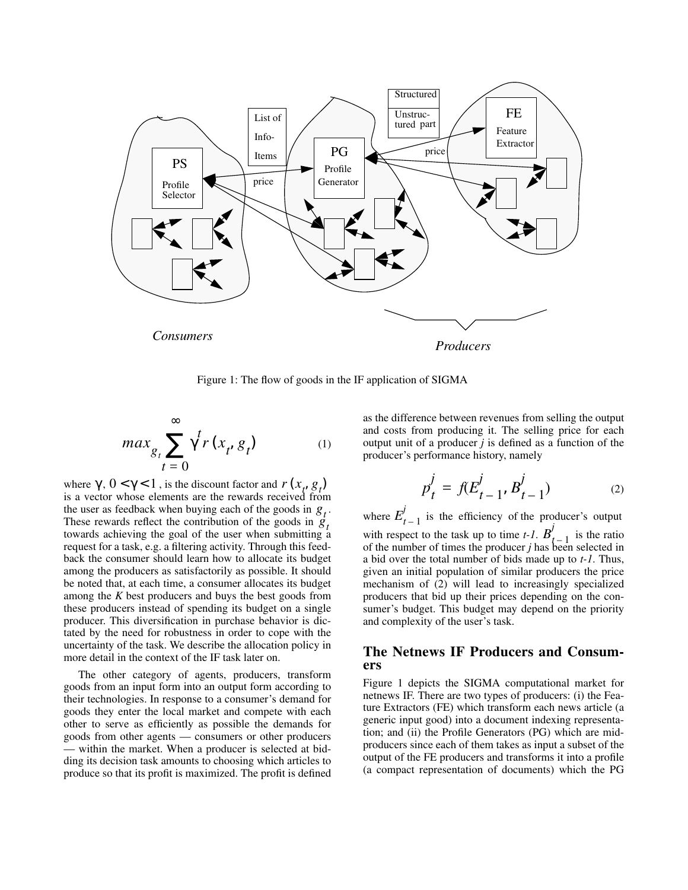Figure 1: The flow of goods in the IF application of SIGMA

$$max_{g_t} \sum_{t=0}^{\infty} \gamma^t r(x_t, g_t) \qquad (1)$$

where $\gamma$, $0 < \gamma < 1$, is the discount factor and $r(x_t, g_t)$ is a vector whose elements are the rewards received from the user as feedback when buying each of the goods in $g_t$. These rewards reflect the contribution of the goods in $g_t$ towards achieving the goal of the user when submitting a request for a task, e.g. a filtering activity. Through this feedback the consumer should learn how to allocate its budget among the producers as satisfactorily as possible. It should be noted that, at each time, a consumer allocates its budget among the *K* best producers and buys the best goods from these producers instead of spending its budget on a single producer. This diversification in purchase behavior is dictated by the need for robustness in order to cope with the uncertainty of the task. We describe the allocation policy in more detail in the context of the IF task later on.

The other category of agents, producers, transform goods from an input form into an output form according to their technologies. In response to a consumer's demand for goods they enter the local market and compete with each other to serve as efficiently as possible the demands for goods from other agents — consumers or other producers — within the market. When a producer is selected at bidding its decision task amounts to choosing which articles to produce so that its profit is maximized. The profit is defined as the difference between revenues from selling the output and costs from producing it. The selling price for each output unit of a producer *j* is defined as a function of the producer's performance history, namely

$$p_t^j = f(E_{t-1}^j, B_{t-1}^j) \qquad (2)$$

where $E_{t-1}^j$ is the efficiency of the producer's output with respect to the task up to time *t-1*. $B_{t-1}^j$ is the ratio of the number of times the producer *j* has been selected in a bid over the total number of bids made up to *t-1*. Thus, given an initial population of similar producers the price mechanism of (2) will lead to increasingly specialized producers that bid up their prices depending on the consumer's budget. This budget may depend on the priority and complexity of the user's task.

## The Netnews IF Producers and Consumers

Figure 1 depicts the SIGMA computational market for netnews IF. There are two types of producers: (i) the Feature Extractors (FE) which transform each news article (a generic input good) into a document indexing representation; and (ii) the Profile Generators (PG) which are mid-producers since each of them takes as input a subset of the output of the FE producers and transforms it into a profile (a compact representation of documents) which the PG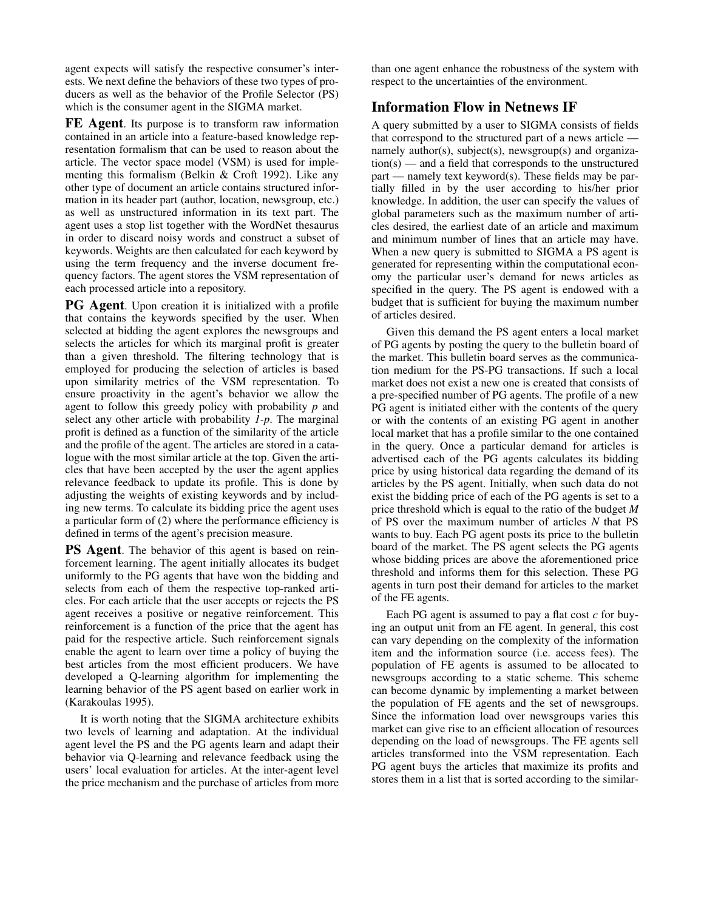agent expects will satisfy the respective consumer's interests. We next define the behaviors of these two types of producers as well as the behavior of the Profile Selector (PS) which is the consumer agent in the SIGMA market.

**FE Agent**. Its purpose is to transform raw information contained in an article into a feature-based knowledge representation formalism that can be used to reason about the article. The vector space model (VSM) is used for implementing this formalism (Belkin & Croft 1992). Like any other type of document an article contains structured information in its header part (author, location, newsgroup, etc.) as well as unstructured information in its text part. The agent uses a stop list together with the WordNet thesaurus in order to discard noisy words and construct a subset of keywords. Weights are then calculated for each keyword by using the term frequency and the inverse document frequency factors. The agent stores the VSM representation of each processed article into a repository.

**PG Agent**. Upon creation it is initialized with a profile that contains the keywords specified by the user. When selected at bidding the agent explores the newsgroups and selects the articles for which its marginal profit is greater than a given threshold. The filtering technology that is employed for producing the selection of articles is based upon similarity metrics of the VSM representation. To ensure proactivity in the agent's behavior we allow the agent to follow this greedy policy with probability $p$ and select any other article with probability $1-p$. The marginal profit is defined as a function of the similarity of the article and the profile of the agent. The articles are stored in a catalogue with the most similar article at the top. Given the articles that have been accepted by the user the agent applies relevance feedback to update its profile. This is done by adjusting the weights of existing keywords and by including new terms. To calculate its bidding price the agent uses a particular form of (2) where the performance efficiency is defined in terms of the agent's precision measure.

**PS Agent**. The behavior of this agent is based on reinforcement learning. The agent initially allocates its budget uniformly to the PG agents that have won the bidding and selects from each of them the respective top-ranked articles. For each article that the user accepts or rejects the PS agent receives a positive or negative reinforcement. This reinforcement is a function of the price that the agent has paid for the respective article. Such reinforcement signals enable the agent to learn over time a policy of buying the best articles from the most efficient producers. We have developed a Q-learning algorithm for implementing the learning behavior of the PS agent based on earlier work in (Karakoulas 1995).

It is worth noting that the SIGMA architecture exhibits two levels of learning and adaptation. At the individual agent level the PS and the PG agents learn and adapt their behavior via Q-learning and relevance feedback using the users' local evaluation for articles. At the inter-agent level the price mechanism and the purchase of articles from more than one agent enhance the robustness of the system with respect to the uncertainties of the environment.

## Information Flow in Netnews IF

A query submitted by a user to SIGMA consists of fields that correspond to the structured part of a news article — namely author(s), subject(s), newsgroup(s) and organization(s) — and a field that corresponds to the unstructured part — namely text keyword(s). These fields may be partially filled in by the user according to his/her prior knowledge. In addition, the user can specify the values of global parameters such as the maximum number of articles desired, the earliest date of an article and maximum and minimum number of lines that an article may have. When a new query is submitted to SIGMA a PS agent is generated for representing within the computational economy the particular user's demand for news articles as specified in the query. The PS agent is endowed with a budget that is sufficient for buying the maximum number of articles desired.

Given this demand the PS agent enters a local market of PG agents by posting the query to the bulletin board of the market. This bulletin board serves as the communication medium for the PS-PG transactions. If such a local market does not exist a new one is created that consists of a pre-specified number of PG agents. The profile of a new PG agent is initiated either with the contents of the query or with the contents of an existing PG agent in another local market that has a profile similar to the one contained in the query. Once a particular demand for articles is advertised each of the PG agents calculates its bidding price by using historical data regarding the demand of its articles by the PS agent. Initially, when such data do not exist the bidding price of each of the PG agents is set to a price threshold which is equal to the ratio of the budget $M$ of PS over the maximum number of articles $N$ that PS wants to buy. Each PG agent posts its price to the bulletin board of the market. The PS agent selects the PG agents whose bidding prices are above the aforementioned price threshold and informs them for this selection. These PG agents in turn post their demand for articles to the market of the FE agents.

Each PG agent is assumed to pay a flat cost $c$ for buying an output unit from an FE agent. In general, this cost can vary depending on the complexity of the information item and the information source (i.e. access fees). The population of FE agents is assumed to be allocated to newsgroups according to a static scheme. This scheme can become dynamic by implementing a market between the population of FE agents and the set of newsgroups. Since the information load over newsgroups varies this market can give rise to an efficient allocation of resources depending on the load of newsgroups. The FE agents sell articles transformed into the VSM representation. Each PG agent buys the articles that maximize its profits and stores them in a list that is sorted according to the similar-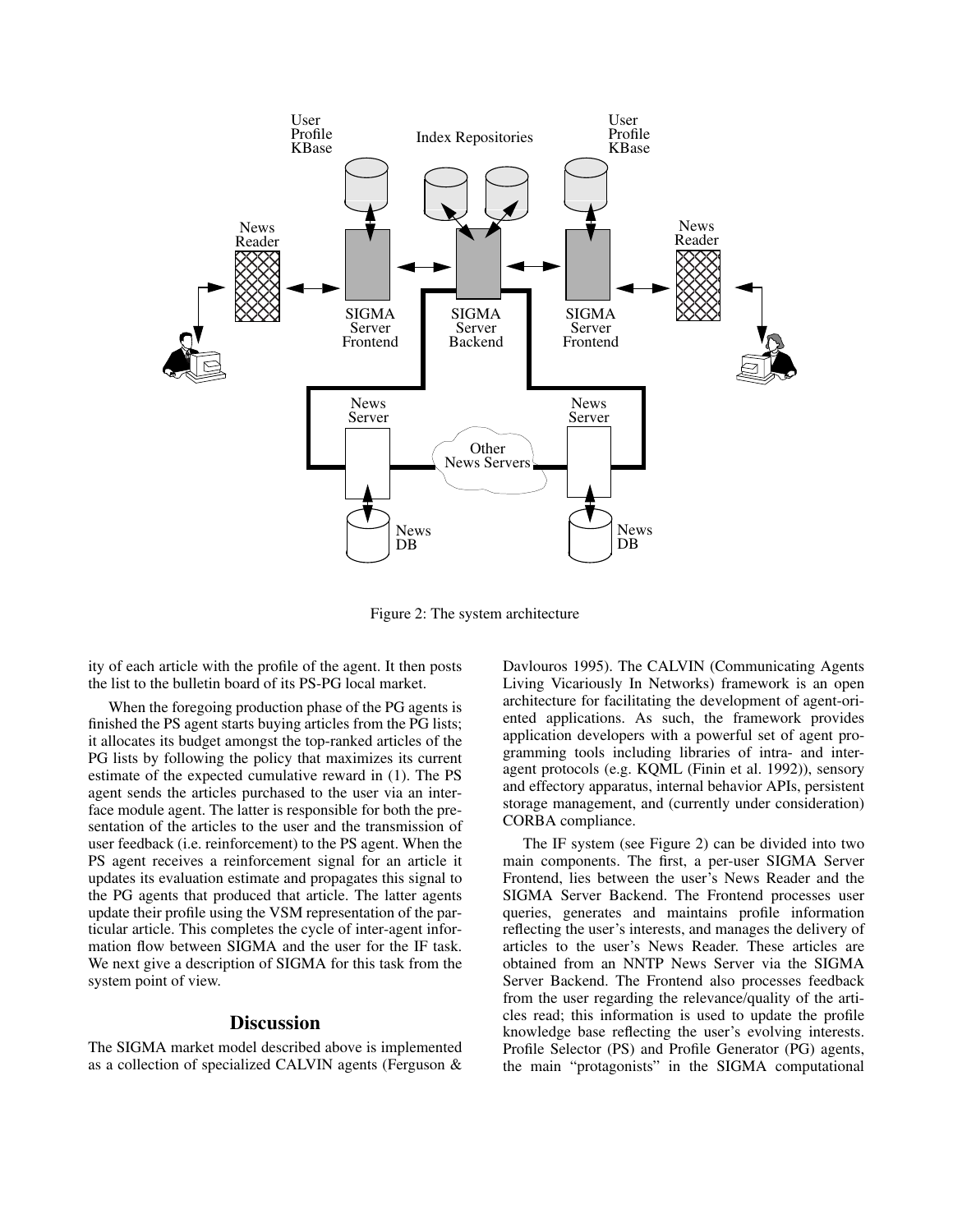Figure 2: The system architecture

ity of each article with the profile of the agent. It then posts the list to the bulletin board of its PS-PG local market.

When the foregoing production phase of the PG agents is finished the PS agent starts buying articles from the PG lists; it allocates its budget amongst the top-ranked articles of the PG lists by following the policy that maximizes its current estimate of the expected cumulative reward in (1). The PS agent sends the articles purchased to the user via an interface module agent. The latter is responsible for both the presentation of the articles to the user and the transmission of user feedback (i.e. reinforcement) to the PS agent. When the PS agent receives a reinforcement signal for an article it updates its evaluation estimate and propagates this signal to the PG agents that produced that article. The latter agents update their profile using the VSM representation of the particular article. This completes the cycle of inter-agent information flow between SIGMA and the user for the IF task. We next give a description of SIGMA for this task from the system point of view.

## Discussion

The SIGMA market model described above is implemented as a collection of specialized CALVIN agents (Ferguson & Davlouros 1995). The CALVIN (Communicating Agents Living Vicariously In Networks) framework is an open architecture for facilitating the development of agent-oriented applications. As such, the framework provides application developers with a powerful set of agent programming tools including libraries of intra- and inter-agent protocols (e.g. KQML (Finin et al. 1992)), sensory and effectory apparatus, internal behavior APIs, persistent storage management, and (currently under consideration) CORBA compliance.

The IF system (see Figure 2) can be divided into two main components. The first, a per-user SIGMA Server Frontend, lies between the user's News Reader and the SIGMA Server Backend. The Frontend processes user queries, generates and maintains profile information reflecting the user's interests, and manages the delivery of articles to the user's News Reader. These articles are obtained from an NNTP News Server via the SIGMA Server Backend. The Frontend also processes feedback from the user regarding the relevance/quality of the articles read; this information is used to update the profile knowledge base reflecting the user's evolving interests. Profile Selector (PS) and Profile Generator (PG) agents, the main "protagonists" in the SIGMA computational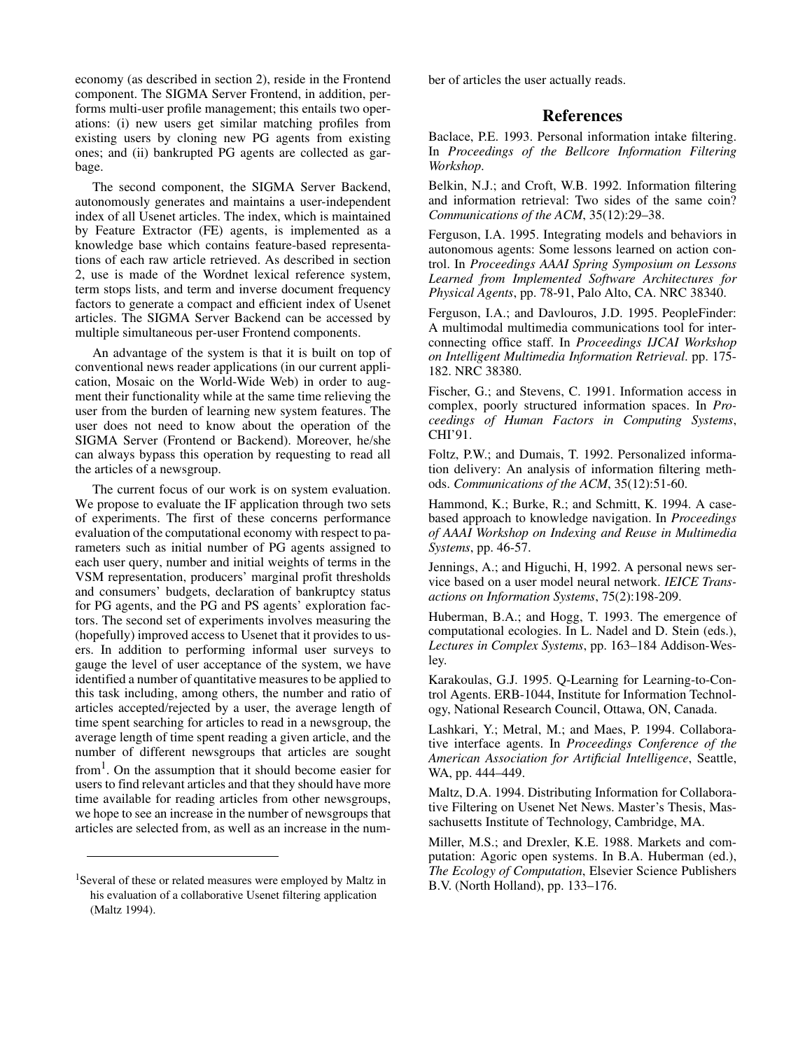economy (as described in section 2), reside in the Frontend component. The SIGMA Server Frontend, in addition, performs multi-user profile management; this entails two operations: (i) new users get similar matching profiles from existing users by cloning new PG agents from existing ones; and (ii) bankrupted PG agents are collected as garbage.

The second component, the SIGMA Server Backend, autonomously generates and maintains a user-independent index of all Usenet articles. The index, which is maintained by Feature Extractor (FE) agents, is implemented as a knowledge base which contains feature-based representations of each raw article retrieved. As described in section 2, use is made of the Wordnet lexical reference system, term stops lists, and term and inverse document frequency factors to generate a compact and efficient index of Usenet articles. The SIGMA Server Backend can be accessed by multiple simultaneous per-user Frontend components.

An advantage of the system is that it is built on top of conventional news reader applications (in our current application, Mosaic on the World-Wide Web) in order to augment their functionality while at the same time relieving the user from the burden of learning new system features. The user does not need to know about the operation of the SIGMA Server (Frontend or Backend). Moreover, he/she can always bypass this operation by requesting to read all the articles of a newsgroup.

The current focus of our work is on system evaluation. We propose to evaluate the IF application through two sets of experiments. The first of these concerns performance evaluation of the computational economy with respect to parameters such as initial number of PG agents assigned to each user query, number and initial weights of terms in the VSM representation, producers' marginal profit thresholds and consumers' budgets, declaration of bankruptcy status for PG agents, and the PG and PS agents' exploration factors. The second set of experiments involves measuring the (hopefully) improved access to Usenet that it provides to users. In addition to performing informal user surveys to gauge the level of user acceptance of the system, we have identified a number of quantitative measures to be applied to this task including, among others, the number and ratio of articles accepted/rejected by a user, the average length of time spent searching for articles to read in a newsgroup, the average length of time spent reading a given article, and the number of different newsgroups that articles are sought from[1]. On the assumption that it should become easier for users to find relevant articles and that they should have more time available for reading articles from other newsgroups, we hope to see an increase in the number of newsgroups that articles are selected from, as well as an increase in the number of articles the user actually reads.

[1]Several of these or related measures were employed by Maltz in his evaluation of a collaborative Usenet filtering application (Maltz 1994).

## References

Baclace, P.E. 1993. Personal information intake filtering. In *Proceedings of the Bellcore Information Filtering Workshop*.

Belkin, N.J.; and Croft, W.B. 1992. Information filtering and information retrieval: Two sides of the same coin? *Communications of the ACM*, 35(12):29–38.

Ferguson, I.A. 1995. Integrating models and behaviors in autonomous agents: Some lessons learned on action control. In *Proceedings AAAI Spring Symposium on Lessons Learned from Implemented Software Architectures for Physical Agents*, pp. 78-91, Palo Alto, CA. NRC 38340.

Ferguson, I.A.; and Davlouros, J.D. 1995. PeopleFinder: A multimodal multimedia communications tool for interconnecting office staff. In *Proceedings IJCAI Workshop on Intelligent Multimedia Information Retrieval*. pp. 175-182. NRC 38380.

Fischer, G.; and Stevens, C. 1991. Information access in complex, poorly structured information spaces. In *Proceedings of Human Factors in Computing Systems*, CHI'91.

Foltz, P.W.; and Dumais, T. 1992. Personalized information delivery: An analysis of information filtering methods. *Communications of the ACM*, 35(12):51-60.

Hammond, K.; Burke, R.; and Schmitt, K. 1994. A case-based approach to knowledge navigation. In *Proceedings of AAAI Workshop on Indexing and Reuse in Multimedia Systems*, pp. 46-57.

Jennings, A.; and Higuchi, H, 1992. A personal news service based on a user model neural network. *IEICE Transactions on Information Systems*, 75(2):198-209.

Huberman, B.A.; and Hogg, T. 1993. The emergence of computational ecologies. In L. Nadel and D. Stein (eds.), *Lectures in Complex Systems*, pp. 163–184 Addison-Wesley.

Karakoulas, G.J. 1995. Q-Learning for Learning-to-Control Agents. ERB-1044, Institute for Information Technology, National Research Council, Ottawa, ON, Canada.

Lashkari, Y.; Metral, M.; and Maes, P. 1994. Collaborative interface agents. In *Proceedings Conference of the American Association for Artificial Intelligence*, Seattle, WA, pp. 444–449.

Maltz, D.A. 1994. Distributing Information for Collaborative Filtering on Usenet Net News. Master's Thesis, Massachusetts Institute of Technology, Cambridge, MA.

Miller, M.S.; and Drexler, K.E. 1988. Markets and computation: Agoric open systems. In B.A. Huberman (ed.), *The Ecology of Computation*, Elsevier Science Publishers B.V. (North Holland), pp. 133–176.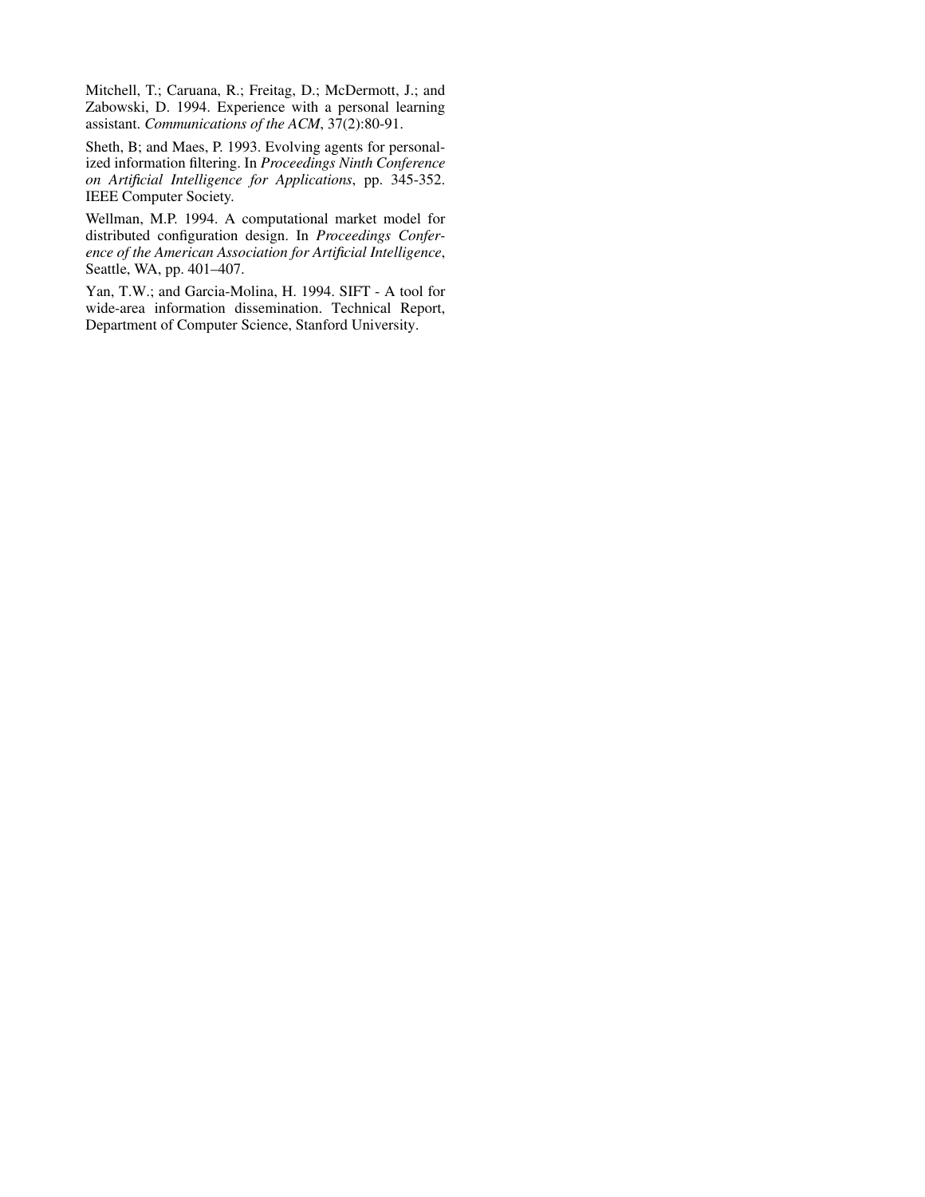Mitchell, T.; Caruana, R.; Freitag, D.; McDermott, J.; and Zabowski, D. 1994. Experience with a personal learning assistant. *Communications of the ACM*, 37(2):80-91.

Sheth, B; and Maes, P. 1993. Evolving agents for personalized information filtering. In *Proceedings Ninth Conference on Artificial Intelligence for Applications*, pp. 345-352. IEEE Computer Society.

Wellman, M.P. 1994. A computational market model for distributed configuration design. In *Proceedings Conference of the American Association for Artificial Intelligence*, Seattle, WA, pp. 401–407.

Yan, T.W.; and Garcia-Molina, H. 1994. SIFT - A tool for wide-area information dissemination. Technical Report, Department of Computer Science, Stanford University.